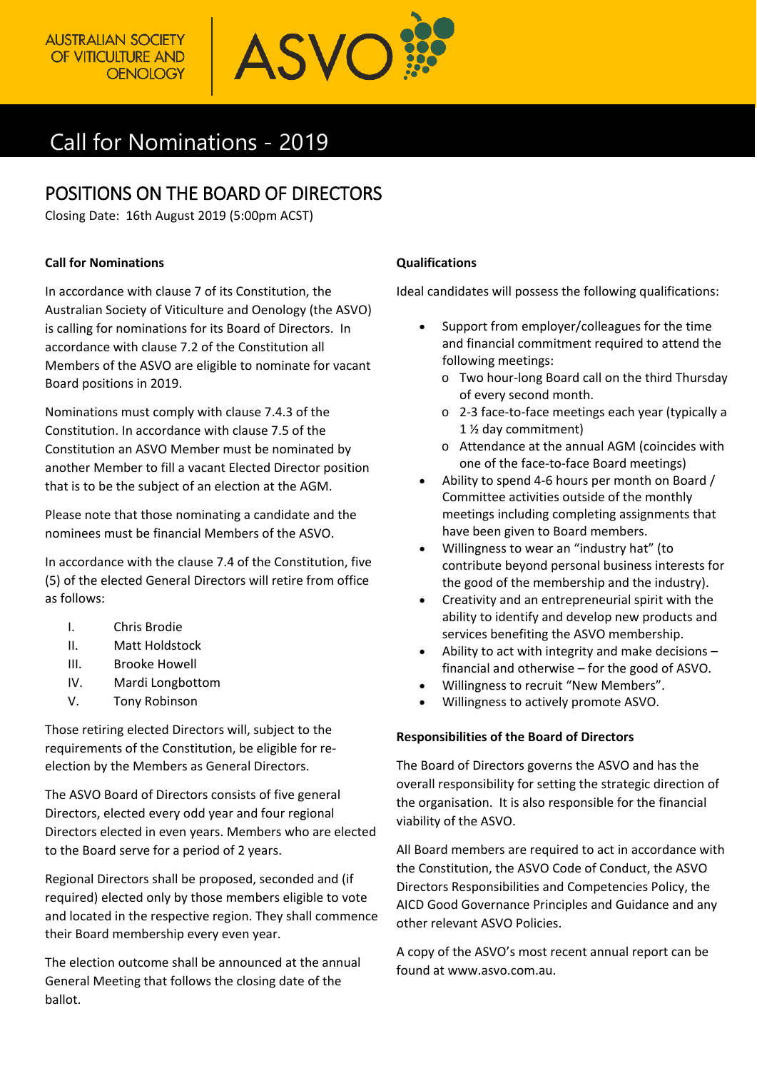AUSTRALIAN SOCIETY OF VITICULTURE AND OENOLOGY

ASVO

# Call for Nominations - 2019

## POSITIONS ON THE BOARD OF DIRECTORS

Closing Date: 16th August 2019 (5:00pm ACST)

**Call for Nominations**

In accordance with clause 7 of its Constitution, the Australian Society of Viticulture and Oenology (the ASVO) is calling for nominations for its Board of Directors. In accordance with clause 7.2 of the Constitution all Members of the ASVO are eligible to nominate for vacant Board positions in 2019.

Nominations must comply with clause 7.4.3 of the Constitution. In accordance with clause 7.5 of the Constitution an ASVO Member must be nominated by another Member to fill a vacant Elected Director position that is to be the subject of an election at the AGM.

Please note that those nominating a candidate and the nominees must be financial Members of the ASVO.

In accordance with the clause 7.4 of the Constitution, five (5) of the elected General Directors will retire from office as follows:

I. Chris Brodie
II. Matt Holdstock
III. Brooke Howell
IV. Mardi Longbottom
V. Tony Robinson

Those retiring elected Directors will, subject to the requirements of the Constitution, be eligible for re-election by the Members as General Directors.

The ASVO Board of Directors consists of five general Directors, elected every odd year and four regional Directors elected in even years. Members who are elected to the Board serve for a period of 2 years.

Regional Directors shall be proposed, seconded and (if required) elected only by those members eligible to vote and located in the respective region. They shall commence their Board membership every even year.

The election outcome shall be announced at the annual General Meeting that follows the closing date of the ballot.

**Qualifications**

Ideal candidates will possess the following qualifications:

- Support from employer/colleagues for the time and financial commitment required to attend the following meetings:
  - Two hour-long Board call on the third Thursday of every second month.
  - 2-3 face-to-face meetings each year (typically a 1 ½ day commitment)
  - Attendance at the annual AGM (coincides with one of the face-to-face Board meetings)
- Ability to spend 4-6 hours per month on Board / Committee activities outside of the monthly meetings including completing assignments that have been given to Board members.
- Willingness to wear an "industry hat" (to contribute beyond personal business interests for the good of the membership and the industry).
- Creativity and an entrepreneurial spirit with the ability to identify and develop new products and services benefiting the ASVO membership.
- Ability to act with integrity and make decisions – financial and otherwise – for the good of ASVO.
- Willingness to recruit "New Members".
- Willingness to actively promote ASVO.

**Responsibilities of the Board of Directors**

The Board of Directors governs the ASVO and has the overall responsibility for setting the strategic direction of the organisation. It is also responsible for the financial viability of the ASVO.

All Board members are required to act in accordance with the Constitution, the ASVO Code of Conduct, the ASVO Directors Responsibilities and Competencies Policy, the AICD Good Governance Principles and Guidance and any other relevant ASVO Policies.

A copy of the ASVO's most recent annual report can be found at www.asvo.com.au.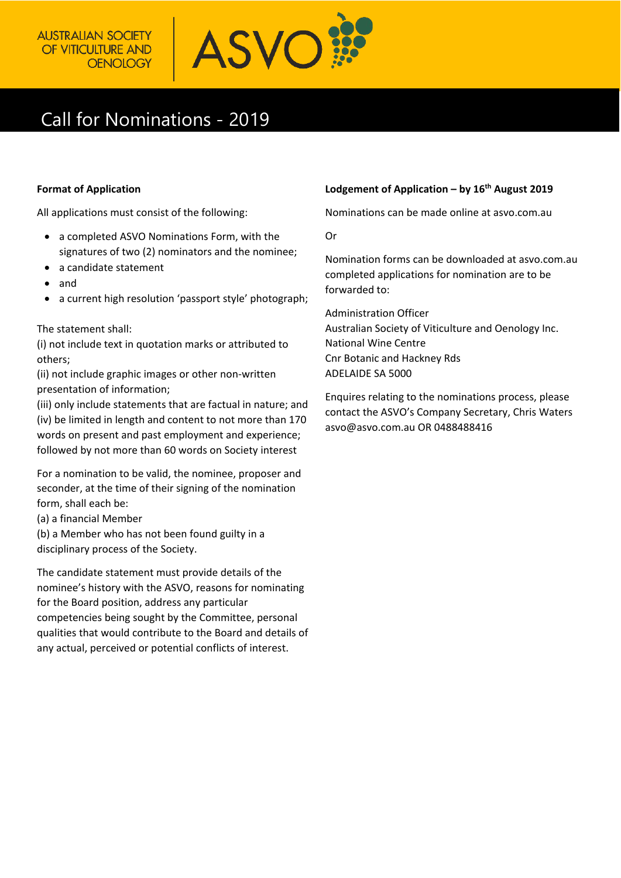AUSTRALIAN SOCIETY OF VITICULTURE AND OENOLOGY

ASVO

# Call for Nominations - 2019

**Format of Application**

All applications must consist of the following:

- a completed ASVO Nominations Form, with the signatures of two (2) nominators and the nominee;
- a candidate statement
- and
- a current high resolution 'passport style' photograph;

The statement shall:
(i) not include text in quotation marks or attributed to others;
(ii) not include graphic images or other non-written presentation of information;
(iii) only include statements that are factual in nature; and
(iv) be limited in length and content to not more than 170 words on present and past employment and experience; followed by not more than 60 words on Society interest

For a nomination to be valid, the nominee, proposer and seconder, at the time of their signing of the nomination form, shall each be:
(a) a financial Member
(b) a Member who has not been found guilty in a disciplinary process of the Society.

The candidate statement must provide details of the nominee's history with the ASVO, reasons for nominating for the Board position, address any particular competencies being sought by the Committee, personal qualities that would contribute to the Board and details of any actual, perceived or potential conflicts of interest.

**Lodgement of Application – by 16th August 2019**

Nominations can be made online at asvo.com.au

Or

Nomination forms can be downloaded at asvo.com.au completed applications for nomination are to be forwarded to:

Administration Officer
Australian Society of Viticulture and Oenology Inc.
National Wine Centre
Cnr Botanic and Hackney Rds
ADELAIDE SA 5000

Enquires relating to the nominations process, please contact the ASVO's Company Secretary, Chris Waters asvo@asvo.com.au OR 0488488416